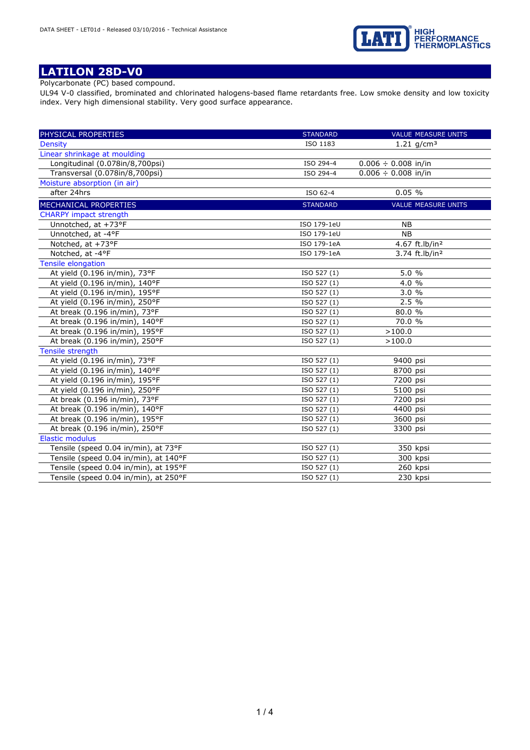# LATILON 28D-V0

Polycarbonate (PC) based compound.

UL94 V-0 classified, brominated and chlorinated halogens-based flame retardants free. Low smoke density and low toxicity index. Very high dimensional stability. Very good surface appearance.

| PHYSICAL PROPERTIES | STANDARD | VALUE MEASURE UNITS |
|---|---|---|
| Density | ISO 1183 | 1.21 g/cm³ |
| Linear shrinkage at moulding | | |
| Longitudinal (0.078in/8,700psi) | ISO 294-4 | 0.006 ÷ 0.008 in/in |
| Transversal (0.078in/8,700psi) | ISO 294-4 | 0.006 ÷ 0.008 in/in |
| Moisture absorption (in air) | | |
| after 24hrs | ISO 62-4 | 0.05 % |

| MECHANICAL PROPERTIES | STANDARD | VALUE MEASURE UNITS |
|---|---|---|
| CHARPY impact strength | | |
| Unnotched, at +73°F | ISO 179-1eU | NB |
| Unnotched, at -4°F | ISO 179-1eU | NB |
| Notched, at +73°F | ISO 179-1eA | 4.67 ft.lb/in² |
| Notched, at -4°F | ISO 179-1eA | 3.74 ft.lb/in² |
| Tensile elongation | | |
| At yield (0.196 in/min), 73°F | ISO 527 (1) | 5.0 % |
| At yield (0.196 in/min), 140°F | ISO 527 (1) | 4.0 % |
| At yield (0.196 in/min), 195°F | ISO 527 (1) | 3.0 % |
| At yield (0.196 in/min), 250°F | ISO 527 (1) | 2.5 % |
| At break (0.196 in/min), 73°F | ISO 527 (1) | 80.0 % |
| At break (0.196 in/min), 140°F | ISO 527 (1) | 70.0 % |
| At break (0.196 in/min), 195°F | ISO 527 (1) | >100.0 |
| At break (0.196 in/min), 250°F | ISO 527 (1) | >100.0 |
| Tensile strength | | |
| At yield (0.196 in/min), 73°F | ISO 527 (1) | 9400 psi |
| At yield (0.196 in/min), 140°F | ISO 527 (1) | 8700 psi |
| At yield (0.196 in/min), 195°F | ISO 527 (1) | 7200 psi |
| At yield (0.196 in/min), 250°F | ISO 527 (1) | 5100 psi |
| At break (0.196 in/min), 73°F | ISO 527 (1) | 7200 psi |
| At break (0.196 in/min), 140°F | ISO 527 (1) | 4400 psi |
| At break (0.196 in/min), 195°F | ISO 527 (1) | 3600 psi |
| At break (0.196 in/min), 250°F | ISO 527 (1) | 3300 psi |
| Elastic modulus | | |
| Tensile (speed 0.04 in/min), at 73°F | ISO 527 (1) | 350 kpsi |
| Tensile (speed 0.04 in/min), at 140°F | ISO 527 (1) | 300 kpsi |
| Tensile (speed 0.04 in/min), at 195°F | ISO 527 (1) | 260 kpsi |
| Tensile (speed 0.04 in/min), at 250°F | ISO 527 (1) | 230 kpsi |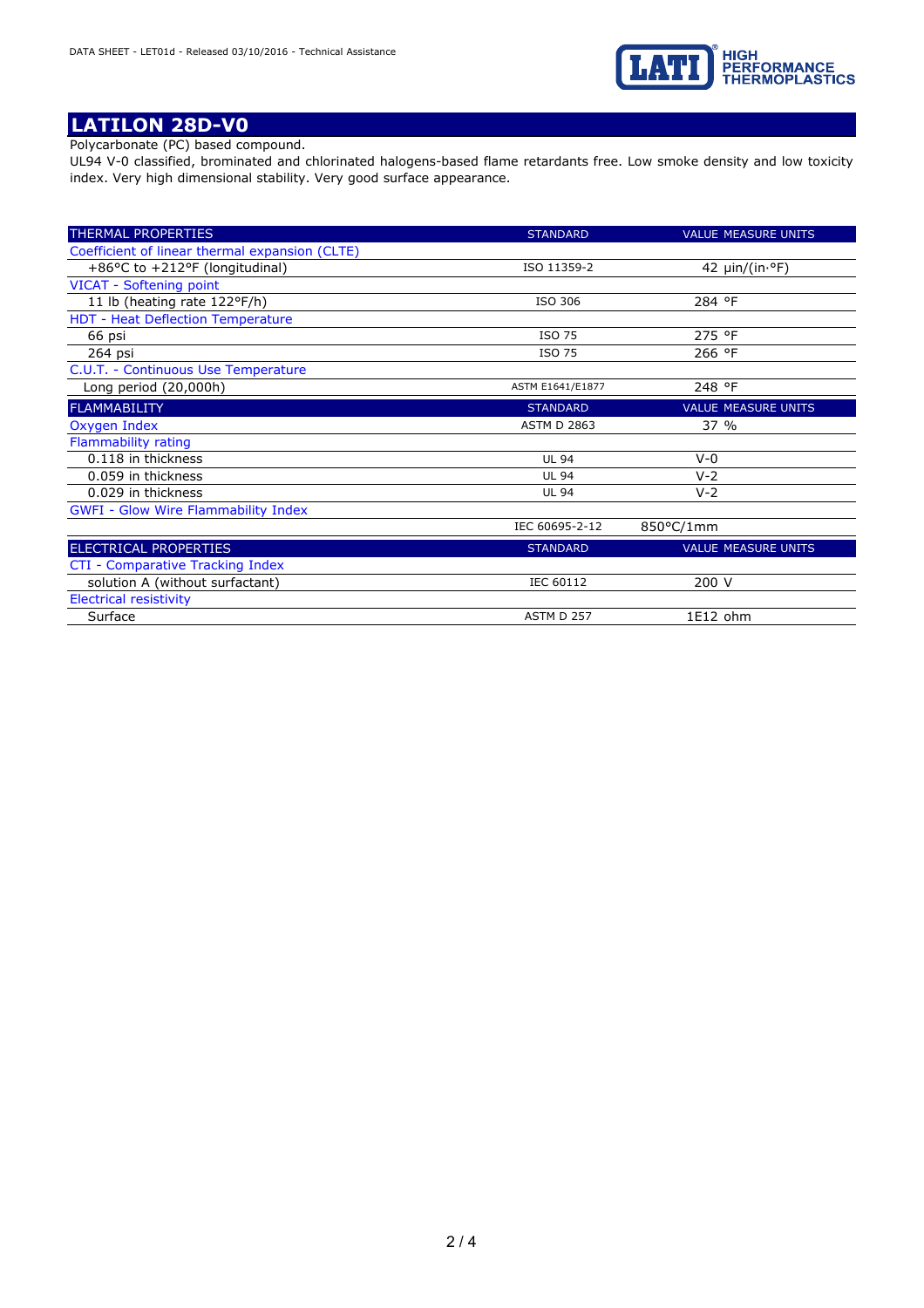# LATILON 28D-V0

Polycarbonate (PC) based compound.

UL94 V-0 classified, brominated and chlorinated halogens-based flame retardants free. Low smoke density and low toxicity index. Very high dimensional stability. Very good surface appearance.

| THERMAL PROPERTIES | STANDARD | VALUE MEASURE UNITS |
|---|---|---|
| Coefficient of linear thermal expansion (CLTE) | | |
| +86°C to +212°F (longitudinal) | ISO 11359-2 | 42 µin/(in·°F) |
| VICAT - Softening point | | |
| 11 lb (heating rate 122°F/h) | ISO 306 | 284 °F |
| HDT - Heat Deflection Temperature | | |
| 66 psi | ISO 75 | 275 °F |
| 264 psi | ISO 75 | 266 °F |
| C.U.T. - Continuous Use Temperature | | |
| Long period (20,000h) | ASTM E1641/E1877 | 248 °F |

| FLAMMABILITY | STANDARD | VALUE MEASURE UNITS |
|---|---|---|
| Oxygen Index | ASTM D 2863 | 37 % |
| Flammability rating | | |
| 0.118 in thickness | UL 94 | V-0 |
| 0.059 in thickness | UL 94 | V-2 |
| 0.029 in thickness | UL 94 | V-2 |
| GWFI - Glow Wire Flammability Index | | |
| | IEC 60695-2-12 | 850°C/1mm |

| ELECTRICAL PROPERTIES | STANDARD | VALUE MEASURE UNITS |
|---|---|---|
| CTI - Comparative Tracking Index | | |
| solution A (without surfactant) | IEC 60112 | 200 V |
| Electrical resistivity | | |
| Surface | ASTM D 257 | 1E12 ohm |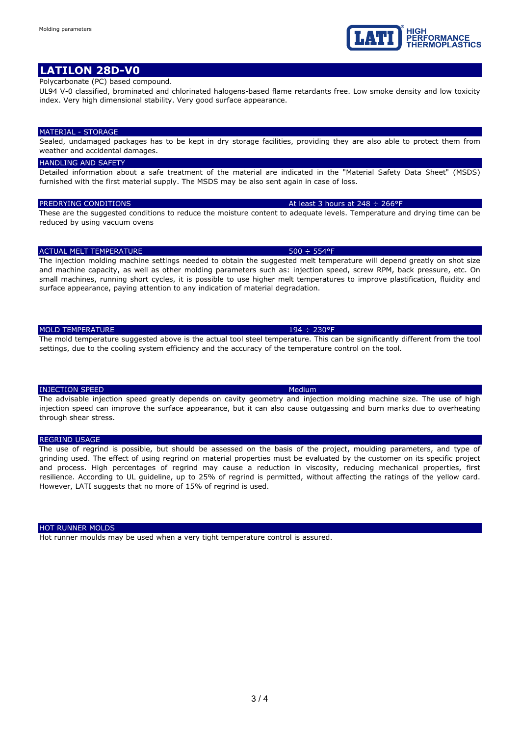# LATILON 28D-V0

Polycarbonate (PC) based compound.

UL94 V-0 classified, brominated and chlorinated halogens-based flame retardants free. Low smoke density and low toxicity index. Very high dimensional stability. Very good surface appearance.

## MATERIAL - STORAGE

Sealed, undamaged packages has to be kept in dry storage facilities, providing they are also able to protect them from weather and accidental damages.

## HANDLING AND SAFETY

Detailed information about a safe treatment of the material are indicated in the "Material Safety Data Sheet" (MSDS) furnished with the first material supply. The MSDS may be also sent again in case of loss.

## PREDRYING CONDITIONS — At least 3 hours at 248 ÷ 266°F

These are the suggested conditions to reduce the moisture content to adequate levels. Temperature and drying time can be reduced by using vacuum ovens

## ACTUAL MELT TEMPERATURE — 500 ÷ 554°F

The injection molding machine settings needed to obtain the suggested melt temperature will depend greatly on shot size and machine capacity, as well as other molding parameters such as: injection speed, screw RPM, back pressure, etc. On small machines, running short cycles, it is possible to use higher melt temperatures to improve plastification, fluidity and surface appearance, paying attention to any indication of material degradation.

## MOLD TEMPERATURE — 194 ÷ 230°F

The mold temperature suggested above is the actual tool steel temperature. This can be significantly different from the tool settings, due to the cooling system efficiency and the accuracy of the temperature control on the tool.

## INJECTION SPEED — Medium

The advisable injection speed greatly depends on cavity geometry and injection molding machine size. The use of high injection speed can improve the surface appearance, but it can also cause outgassing and burn marks due to overheating through shear stress.

## REGRIND USAGE

The use of regrind is possible, but should be assessed on the basis of the project, moulding parameters, and type of grinding used. The effect of using regrind on material properties must be evaluated by the customer on its specific project and process. High percentages of regrind may cause a reduction in viscosity, reducing mechanical properties, first resilience. According to UL guideline, up to 25% of regrind is permitted, without affecting the ratings of the yellow card. However, LATI suggests that no more of 15% of regrind is used.

## HOT RUNNER MOLDS

Hot runner moulds may be used when a very tight temperature control is assured.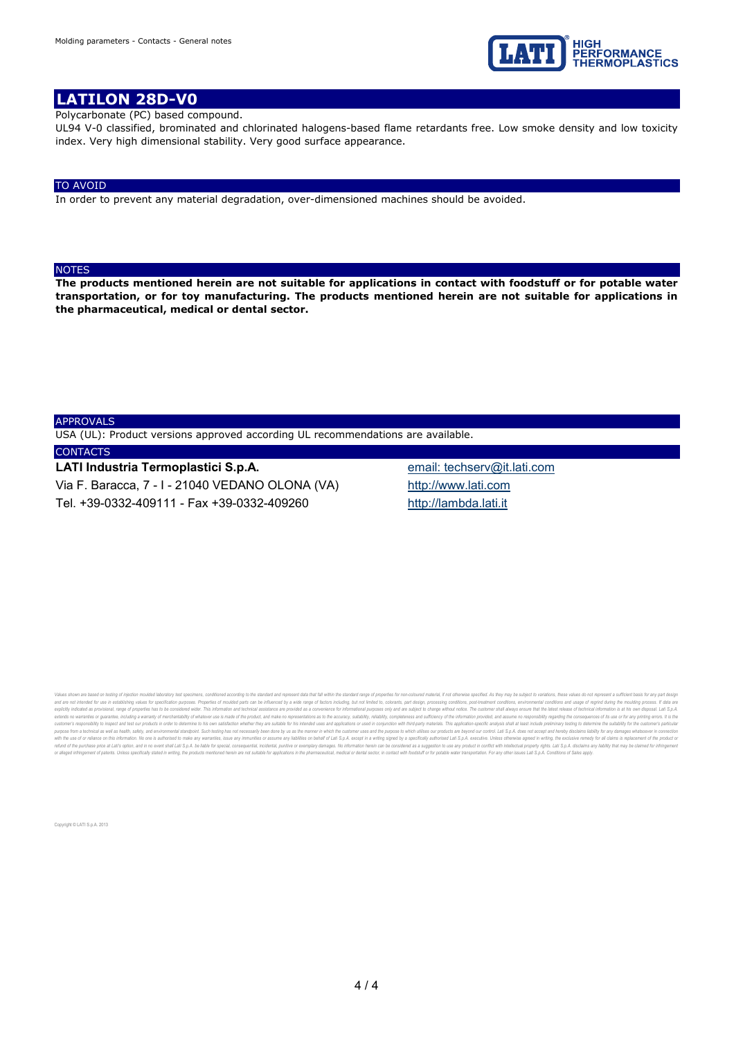# LATILON 28D-V0

Polycarbonate (PC) based compound.

UL94 V-0 classified, brominated and chlorinated halogens-based flame retardants free. Low smoke density and low toxicity index. Very high dimensional stability. Very good surface appearance.

## TO AVOID

In order to prevent any material degradation, over-dimensioned machines should be avoided.

## NOTES

**The products mentioned herein are not suitable for applications in contact with foodstuff or for potable water transportation, or for toy manufacturing. The products mentioned herein are not suitable for applications in the pharmaceutical, medical or dental sector.**

## APPROVALS

USA (UL): Product versions approved according UL recommendations are available.

## CONTACTS

**LATI Industria Termoplastici S.p.A.**

Via F. Baracca, 7 - I - 21040 VEDANO OLONA (VA)

Tel. +39-0332-409111 - Fax +39-0332-409260

email: techserv@it.lati.com

http://www.lati.com

http://lambda.lati.it

*Values shown are based on testing of injection moulded laboratory test specimens, conditioned according to the standard and represent data that fall within the standard range of properties for non-coloured material, if not otherwise specified. As they may be subject to variations, these values do not represent a sufficient basis for any part design and are not intended for use in establishing values for specification purposes. Properties of moulded parts can be influenced by a wide range of factors including, but not limited to, colorants, part design, processing conditions, post-treatment conditions, environmental conditions and usage of regrind during the moulding process. If data are explicitly indicated as provisional, range of properties has to be considered wider. This information and technical assistance are provided as a convenience for informational purposes only and are subject to change without notice. The customer shall always ensure that the latest release of technical information is at his own disposal. Lati S.p.A. extends no warranties or guarantees, including a warranty of merchantability of whatever use is made of the product, and make no representations as to the accuracy, suitability, reliability, completeness and sufficiency of the information provided, and assume no responsibility regarding the consequences of its use or for any printing errors. It is the customer's responsibility to inspect and test our products in order to determine to his own satisfaction whether they are suitable for his intended uses and applications or used in conjunction with third-party materials. This application-specific analysis shall at least include preliminary testing to determine the suitability for the customer's particular purpose from a technical as well as health, safety, and environmental standpoint. Such testing has not necessarily been done by us as the manner in which the customer uses and the purpose to which utilises our products are beyond our control. Lati S.p.A. does not accept and hereby disclaims liability for any damages whatsoever in connection with the use of or reliance on this information. No one is authorised to make any warranties, issue any immunities or assume any liabilities on behalf of Lati S.p.A. except in a writing signed by a specifically authorised Lati S.p.A. executive. Unless otherwise agreed in writing, the exclusive remedy for all claims is replacement of the product or refund of the purchase price at Lati's option, and in no event shall Lati S.p.A. be liable for special, consequential, incidental, punitive or exemplary damages. No information herein can be considered as a suggestion to use any product in conflict with intellectual property rights. Lati S.p.A. disclaims any liability that may be claimed for infringement or alleged infringement of patents. Unless specifically stated in writing, the products mentioned herein are not suitable for applications in the pharmaceutical, medical or dental sector, in contact with foodstuff or for potable water transportation. For any other issues Lati S.p.A. Conditions of Sales apply.*

Copyright © LATI S.p.A. 2013